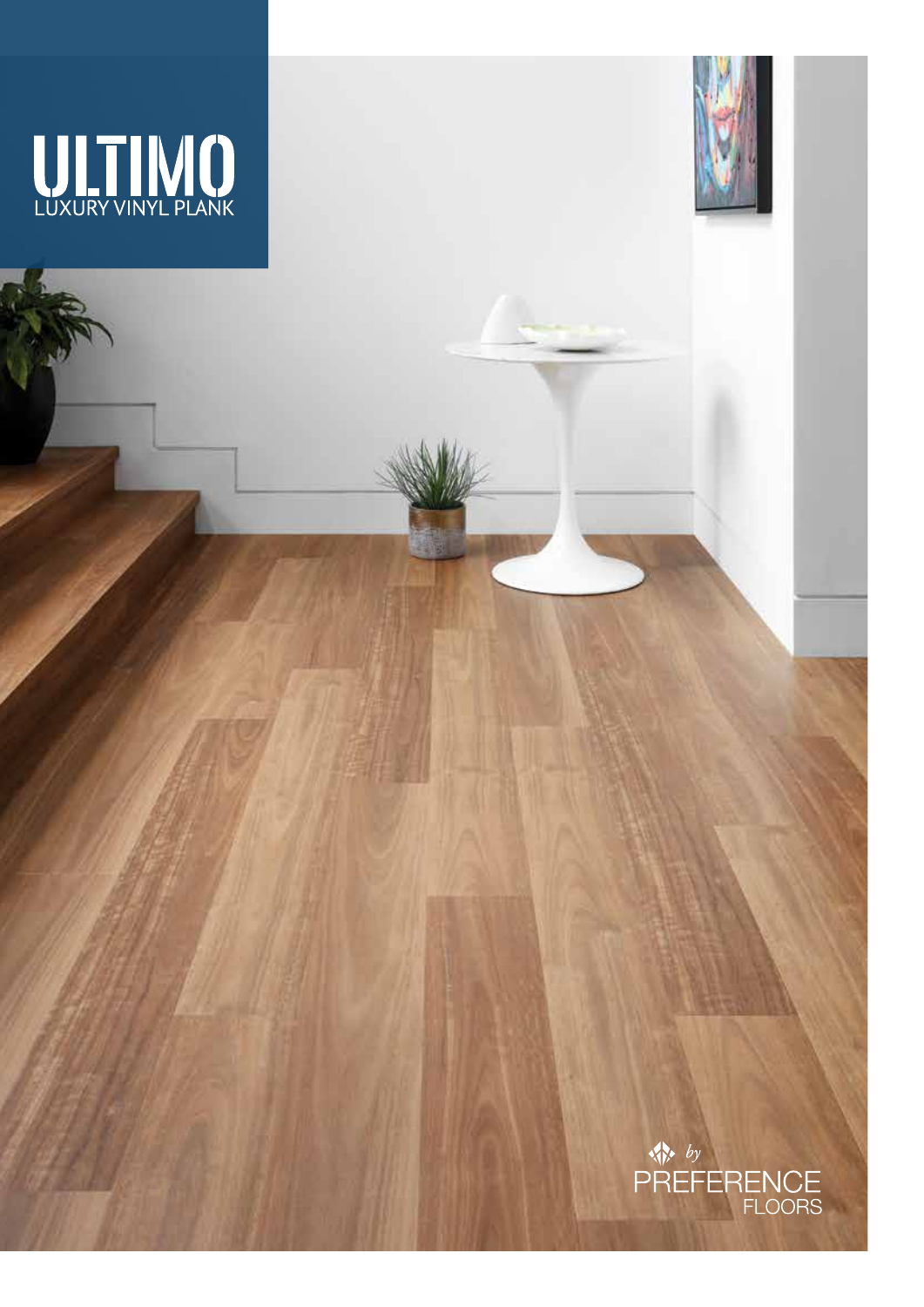# ULTIMO

LUXURY VINYL PLANK

by PREFERENCE FLOORS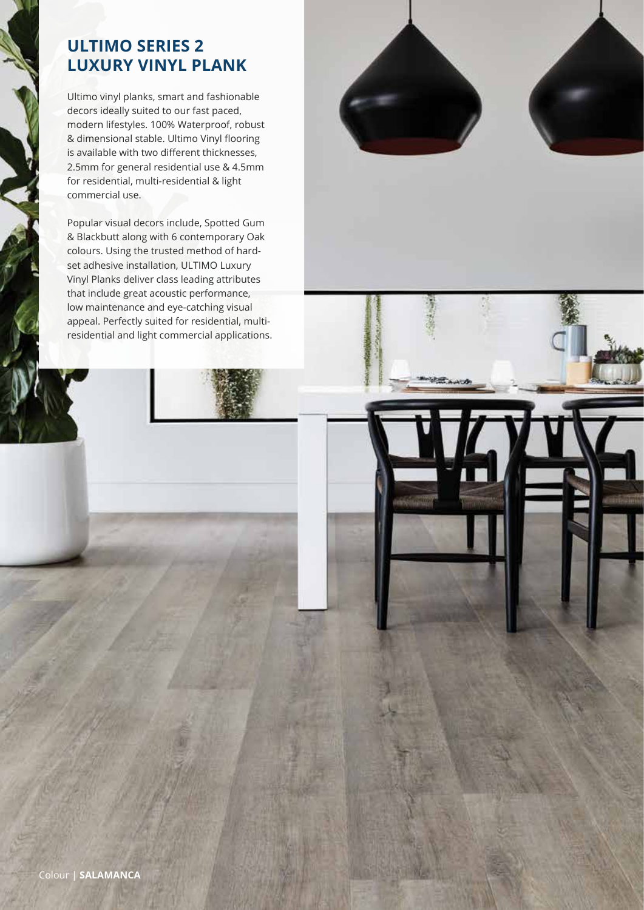# ULTIMO SERIES 2 LUXURY VINYL PLANK

Ultimo vinyl planks, smart and fashionable decors ideally suited to our fast paced, modern lifestyles. 100% Waterproof, robust & dimensional stable. Ultimo Vinyl flooring is available with two different thicknesses, 2.5mm for general residential use & 4.5mm for residential, multi-residential & light commercial use.

Popular visual decors include, Spotted Gum & Blackbutt along with 6 contemporary Oak colours. Using the trusted method of hard-set adhesive installation, ULTIMO Luxury Vinyl Planks deliver class leading attributes that include great acoustic performance, low maintenance and eye-catching visual appeal. Perfectly suited for residential, multi-residential and light commercial applications.

Colour | **SALAMANCA**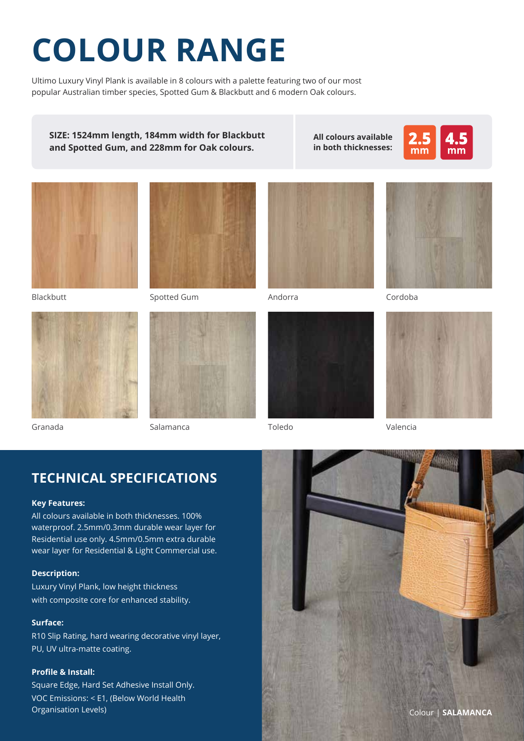# COLOUR RANGE

Ultimo Luxury Vinyl Plank is available in 8 colours with a palette featuring two of our most popular Australian timber species, Spotted Gum & Blackbutt and 6 modern Oak colours.

**SIZE: 1524mm length, 184mm width for Blackbutt and Spotted Gum, and 228mm for Oak colours.**

**All colours available in both thicknesses:** **2.5 mm** **4.5 mm**

Blackbutt

Spotted Gum

Andorra

Cordoba

Granada

Salamanca

Toledo

Valencia

## TECHNICAL SPECIFICATIONS

**Key Features:**

All colours available in both thicknesses. 100% waterproof. 2.5mm/0.3mm durable wear layer for Residential use only. 4.5mm/0.5mm extra durable wear layer for Residential & Light Commercial use.

**Description:**

Luxury Vinyl Plank, low height thickness with composite core for enhanced stability.

**Surface:**

R10 Slip Rating, hard wearing decorative vinyl layer, PU, UV ultra-matte coating.

**Profile & Install:**

Square Edge, Hard Set Adhesive Install Only.
VOC Emissions: < E1, (Below World Health Organisation Levels)

Colour | **SALAMANCA**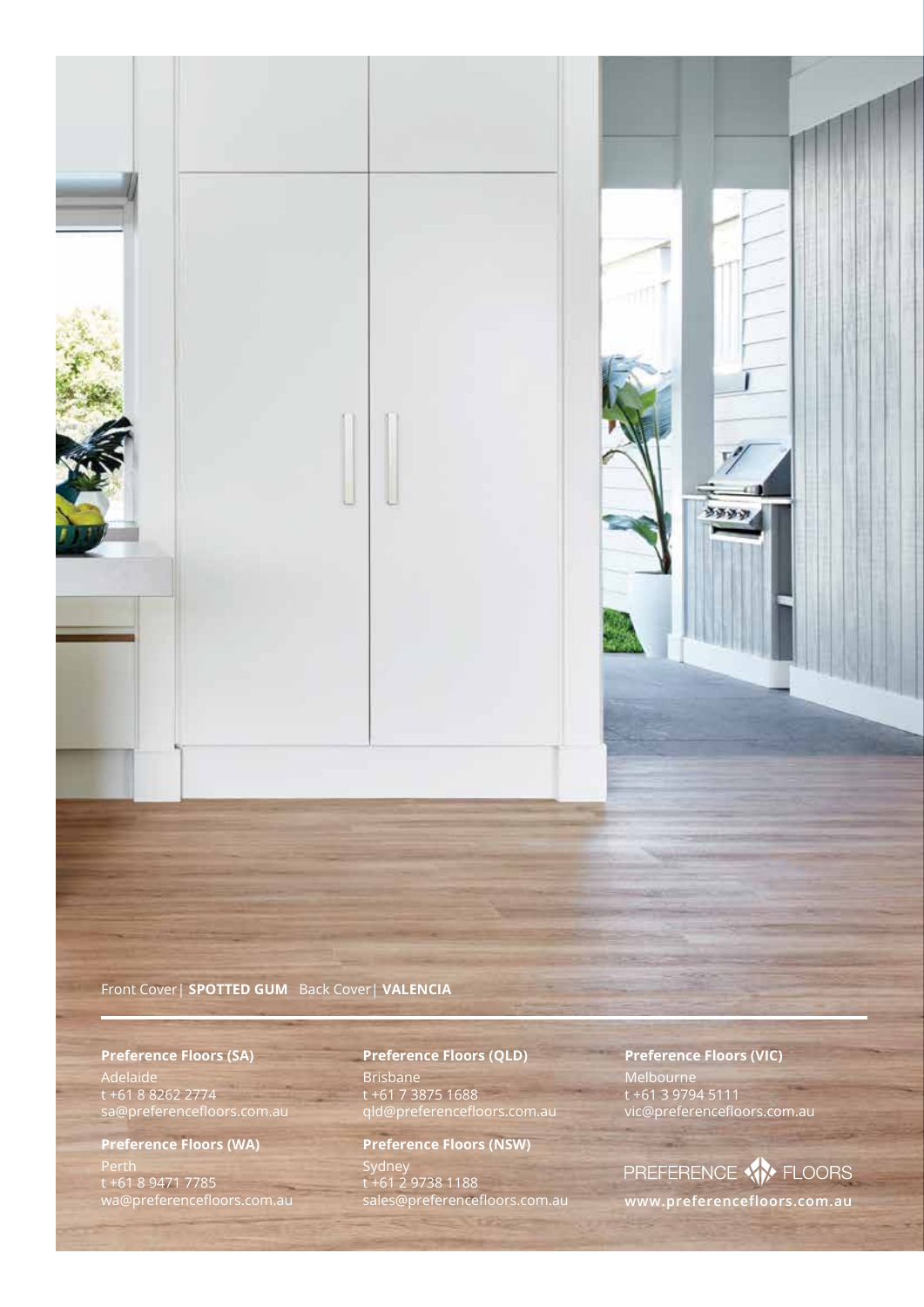Front Cover| **SPOTTED GUM** Back Cover| **VALENCIA**

**Preference Floors (SA)**
Adelaide
t +61 8 8262 2774
sa@preferencefloors.com.au

**Preference Floors (WA)**
Perth
t +61 8 9471 7785
wa@preferencefloors.com.au

**Preference Floors (QLD)**
Brisbane
t +61 7 3875 1688
qld@preferencefloors.com.au

**Preference Floors (NSW)**
Sydney
t +61 2 9738 1188
sales@preferencefloors.com.au

**Preference Floors (VIC)**
Melbourne
t +61 3 9794 5111
vic@preferencefloors.com.au

PREFERENCE FLOORS

**www.preferencefloors.com.au**